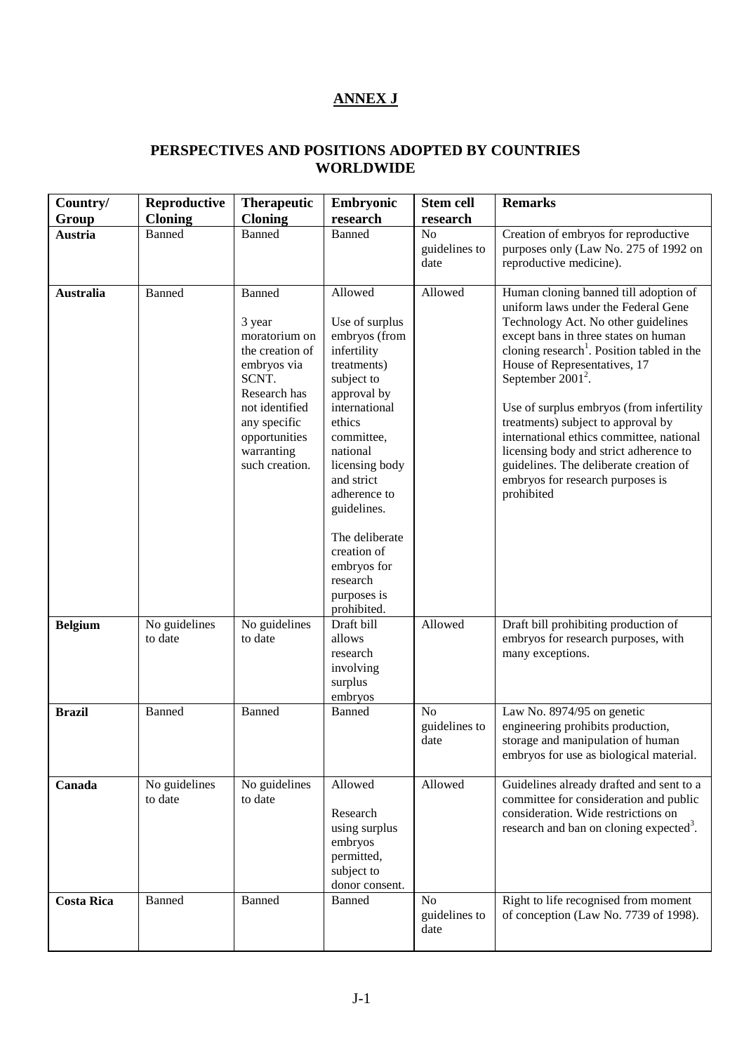## ANNEX J

## PERSPECTIVES AND POSITIONS ADOPTED BY COUNTRIES WORLDWIDE

| Country/ Group | Reproductive Cloning | Therapeutic Cloning | Embryonic research | Stem cell research | Remarks |
|---|---|---|---|---|---|
| **Austria** | Banned | Banned | Banned | No guidelines to date | Creation of embryos for reproductive purposes only (Law No. 275 of 1992 on reproductive medicine). |
| **Australia** | Banned | Banned<br><br>3 year moratorium on the creation of embryos via SCNT. Research has not identified any specific opportunities warranting such creation. | Allowed<br><br>Use of surplus embryos (from infertility treatments) subject to approval by international ethics committee, national licensing body and strict adherence to guidelines.<br><br>The deliberate creation of embryos for research purposes is prohibited. | Allowed | Human cloning banned till adoption of uniform laws under the Federal Gene Technology Act. No other guidelines except bans in three states on human cloning research[1]. Position tabled in the House of Representatives, 17 September 2001[2].<br><br>Use of surplus embryos (from infertility treatments) subject to approval by international ethics committee, national licensing body and strict adherence to guidelines. The deliberate creation of embryos for research purposes is prohibited |
| **Belgium** | No guidelines to date | No guidelines to date | Draft bill allows research involving surplus embryos | Allowed | Draft bill prohibiting production of embryos for research purposes, with many exceptions. |
| **Brazil** | Banned | Banned | Banned | No guidelines to date | Law No. 8974/95 on genetic engineering prohibits production, storage and manipulation of human embryos for use as biological material. |
| **Canada** | No guidelines to date | No guidelines to date | Allowed<br><br>Research using surplus embryos permitted, subject to donor consent. | Allowed | Guidelines already drafted and sent to a committee for consideration and public consideration. Wide restrictions on research and ban on cloning expected[3]. |
| **Costa Rica** | Banned | Banned | Banned | No guidelines to date | Right to life recognised from moment of conception (Law No. 7739 of 1998). |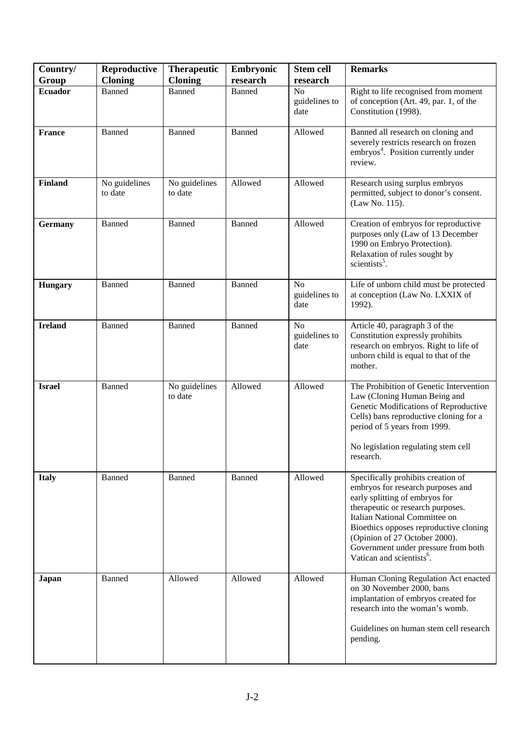| Country/ Group | Reproductive Cloning | Therapeutic Cloning | Embryonic research | Stem cell research | Remarks |
|---|---|---|---|---|---|
| **Ecuador** | Banned | Banned | Banned | No guidelines to date | Right to life recognised from moment of conception (Art. 49, par. 1, of the Constitution (1998). |
| **France** | Banned | Banned | Banned | Allowed | Banned all research on cloning and severely restricts research on frozen embryos[4]. Position currently under review. |
| **Finland** | No guidelines to date | No guidelines to date | Allowed | Allowed | Research using surplus embryos permitted, subject to donor's consent. (Law No. 115). |
| **Germany** | Banned | Banned | Banned | Allowed | Creation of embryos for reproductive purposes only (Law of 13 December 1990 on Embryo Protection). Relaxation of rules sought by scientists[5]. |
| **Hungary** | Banned | Banned | Banned | No guidelines to date | Life of unborn child must be protected at conception (Law No. LXXIX of 1992). |
| **Ireland** | Banned | Banned | Banned | No guidelines to date | Article 40, paragraph 3 of the Constitution expressly prohibits research on embryos. Right to life of unborn child is equal to that of the mother. |
| **Israel** | Banned | No guidelines to date | Allowed | Allowed | The Prohibition of Genetic Intervention Law (Cloning Human Being and Genetic Modifications of Reproductive Cells) bans reproductive cloning for a period of 5 years from 1999.<br><br>No legislation regulating stem cell research. |
| **Italy** | Banned | Banned | Banned | Allowed | Specifically prohibits creation of embryos for research purposes and early splitting of embryos for therapeutic or research purposes. Italian National Committee on Bioethics opposes reproductive cloning (Opinion of 27 October 2000). Government under pressure from both Vatican and scientists[6]. |
| **Japan** | Banned | Allowed | Allowed | Allowed | Human Cloning Regulation Act enacted on 30 November 2000, bans implantation of embryos created for research into the woman's womb.<br><br>Guidelines on human stem cell research pending. |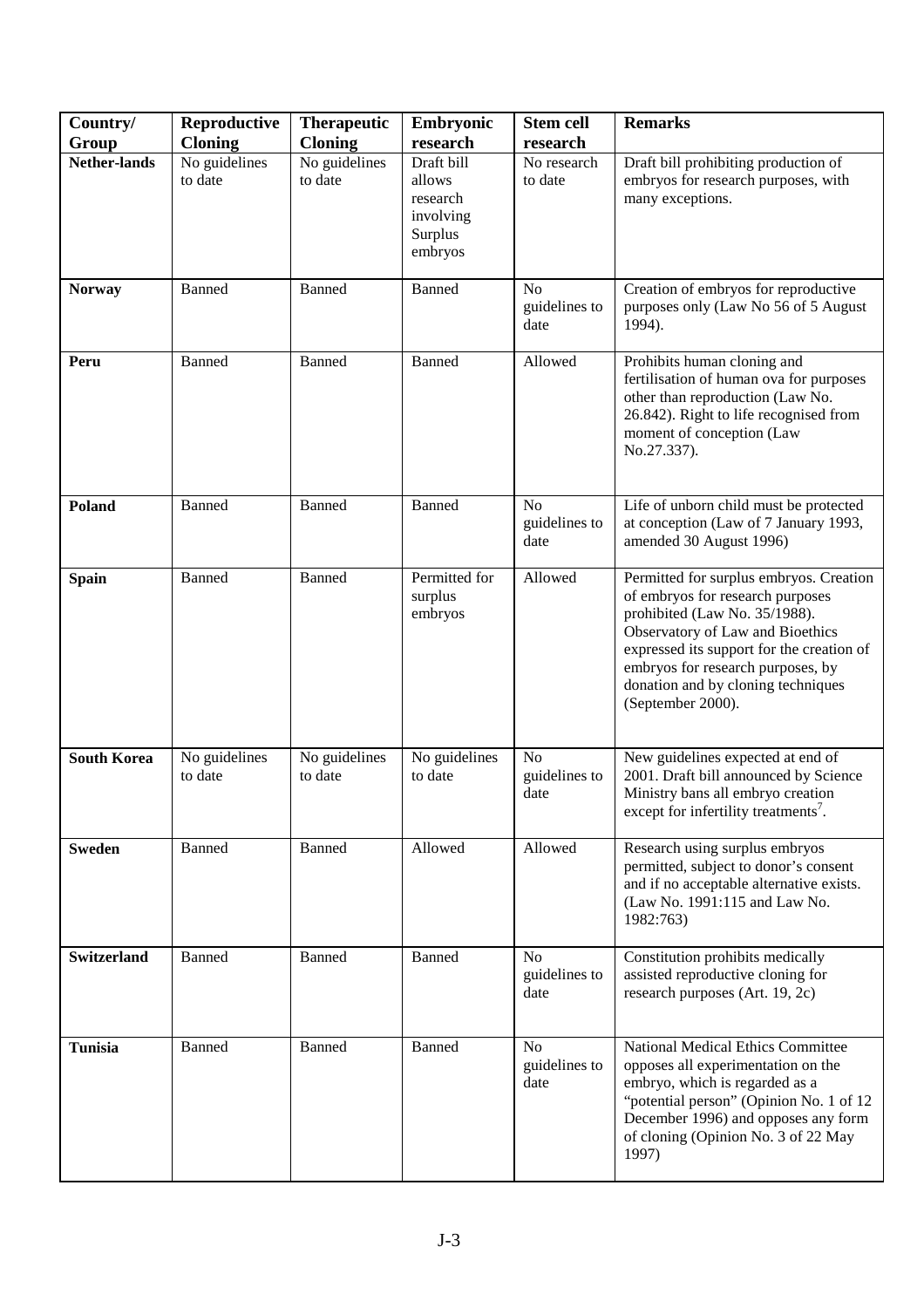| Country/ Group | Reproductive Cloning | Therapeutic Cloning | Embryonic research | Stem cell research | Remarks |
|---|---|---|---|---|---|
| **Nether-lands** | No guidelines to date | No guidelines to date | Draft bill allows research involving Surplus embryos | No research to date | Draft bill prohibiting production of embryos for research purposes, with many exceptions. |
| **Norway** | Banned | Banned | Banned | No guidelines to date | Creation of embryos for reproductive purposes only (Law No 56 of 5 August 1994). |
| **Peru** | Banned | Banned | Banned | Allowed | Prohibits human cloning and fertilisation of human ova for purposes other than reproduction (Law No. 26.842). Right to life recognised from moment of conception (Law No.27.337). |
| **Poland** | Banned | Banned | Banned | No guidelines to date | Life of unborn child must be protected at conception (Law of 7 January 1993, amended 30 August 1996) |
| **Spain** | Banned | Banned | Permitted for surplus embryos | Allowed | Permitted for surplus embryos. Creation of embryos for research purposes prohibited (Law No. 35/1988). Observatory of Law and Bioethics expressed its support for the creation of embryos for research purposes, by donation and by cloning techniques (September 2000). |
| **South Korea** | No guidelines to date | No guidelines to date | No guidelines to date | No guidelines to date | New guidelines expected at end of 2001. Draft bill announced by Science Ministry bans all embryo creation except for infertility treatments[7]. |
| **Sweden** | Banned | Banned | Allowed | Allowed | Research using surplus embryos permitted, subject to donor's consent and if no acceptable alternative exists. (Law No. 1991:115 and Law No. 1982:763) |
| **Switzerland** | Banned | Banned | Banned | No guidelines to date | Constitution prohibits medically assisted reproductive cloning for research purposes (Art. 19, 2c) |
| **Tunisia** | Banned | Banned | Banned | No guidelines to date | National Medical Ethics Committee opposes all experimentation on the embryo, which is regarded as a "potential person" (Opinion No. 1 of 12 December 1996) and opposes any form of cloning (Opinion No. 3 of 22 May 1997) |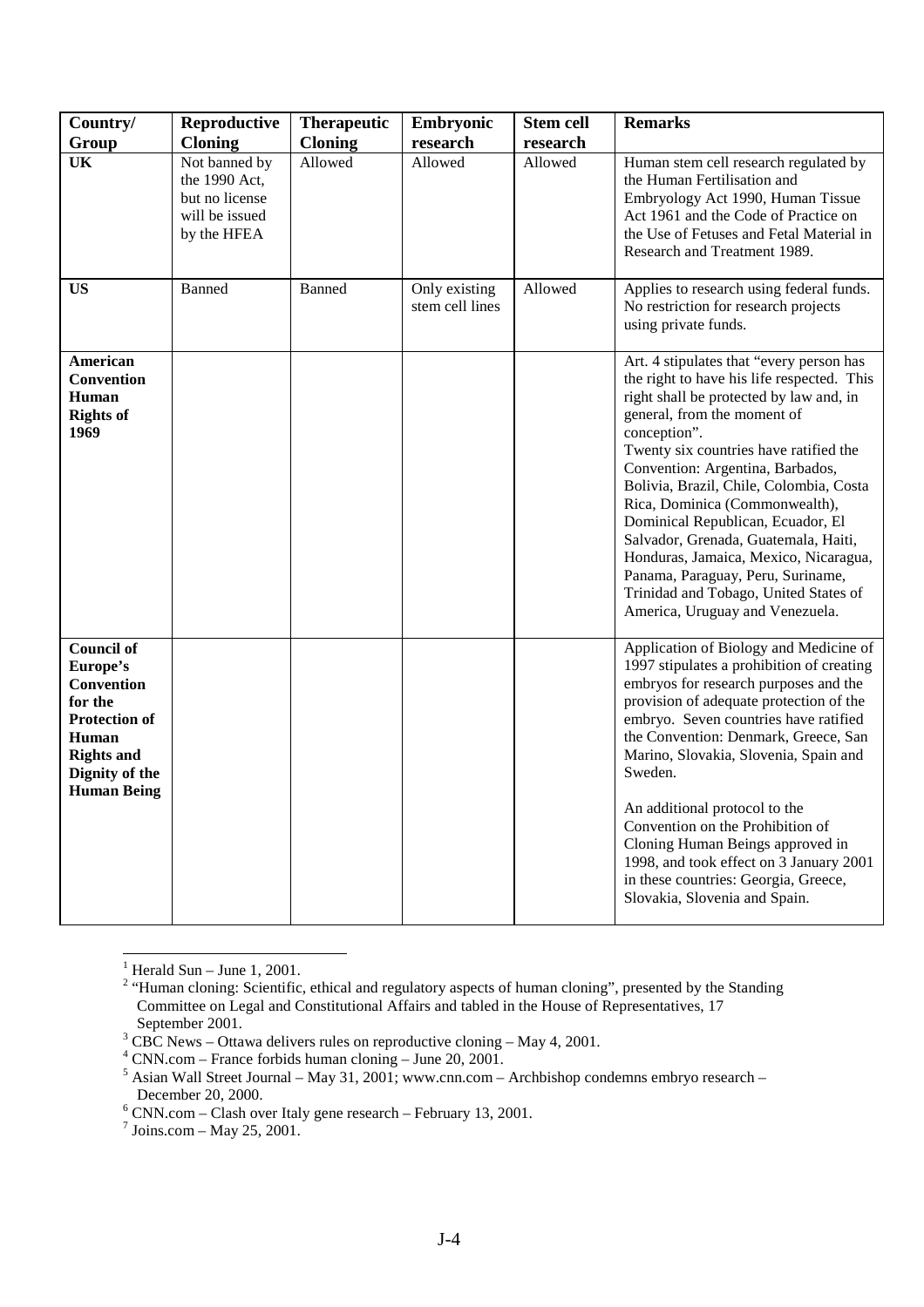| Country/ Group | Reproductive Cloning | Therapeutic Cloning | Embryonic research | Stem cell research | Remarks |
|---|---|---|---|---|---|
| **UK** | Not banned by the 1990 Act, but no license will be issued by the HFEA | Allowed | Allowed | Allowed | Human stem cell research regulated by the Human Fertilisation and Embryology Act 1990, Human Tissue Act 1961 and the Code of Practice on the Use of Fetuses and Fetal Material in Research and Treatment 1989. |
| **US** | Banned | Banned | Only existing stem cell lines | Allowed | Applies to research using federal funds. No restriction for research projects using private funds. |
| **American Convention Human Rights of 1969** | | | | | Art. 4 stipulates that "every person has the right to have his life respected. This right shall be protected by law and, in general, from the moment of conception". Twenty six countries have ratified the Convention: Argentina, Barbados, Bolivia, Brazil, Chile, Colombia, Costa Rica, Dominica (Commonwealth), Dominical Republican, Ecuador, El Salvador, Grenada, Guatemala, Haiti, Honduras, Jamaica, Mexico, Nicaragua, Panama, Paraguay, Peru, Suriname, Trinidad and Tobago, United States of America, Uruguay and Venezuela. |
| **Council of Europe's Convention for the Protection of Human Rights and Dignity of the Human Being** | | | | | Application of Biology and Medicine of 1997 stipulates a prohibition of creating embryos for research purposes and the provision of adequate protection of the embryo. Seven countries have ratified the Convention: Denmark, Greece, San Marino, Slovakia, Slovenia, Spain and Sweden.<br><br>An additional protocol to the Convention on the Prohibition of Cloning Human Beings approved in 1998, and took effect on 3 January 2001 in these countries: Georgia, Greece, Slovakia, Slovenia and Spain. |

[1] Herald Sun – June 1, 2001.

[2] "Human cloning: Scientific, ethical and regulatory aspects of human cloning", presented by the Standing Committee on Legal and Constitutional Affairs and tabled in the House of Representatives, 17 September 2001.

[3] CBC News – Ottawa delivers rules on reproductive cloning – May 4, 2001.

[4] CNN.com – France forbids human cloning – June 20, 2001.

[5] Asian Wall Street Journal – May 31, 2001; www.cnn.com – Archbishop condemns embryo research – December 20, 2000.

[6] CNN.com – Clash over Italy gene research – February 13, 2001.

[7] Joins.com – May 25, 2001.